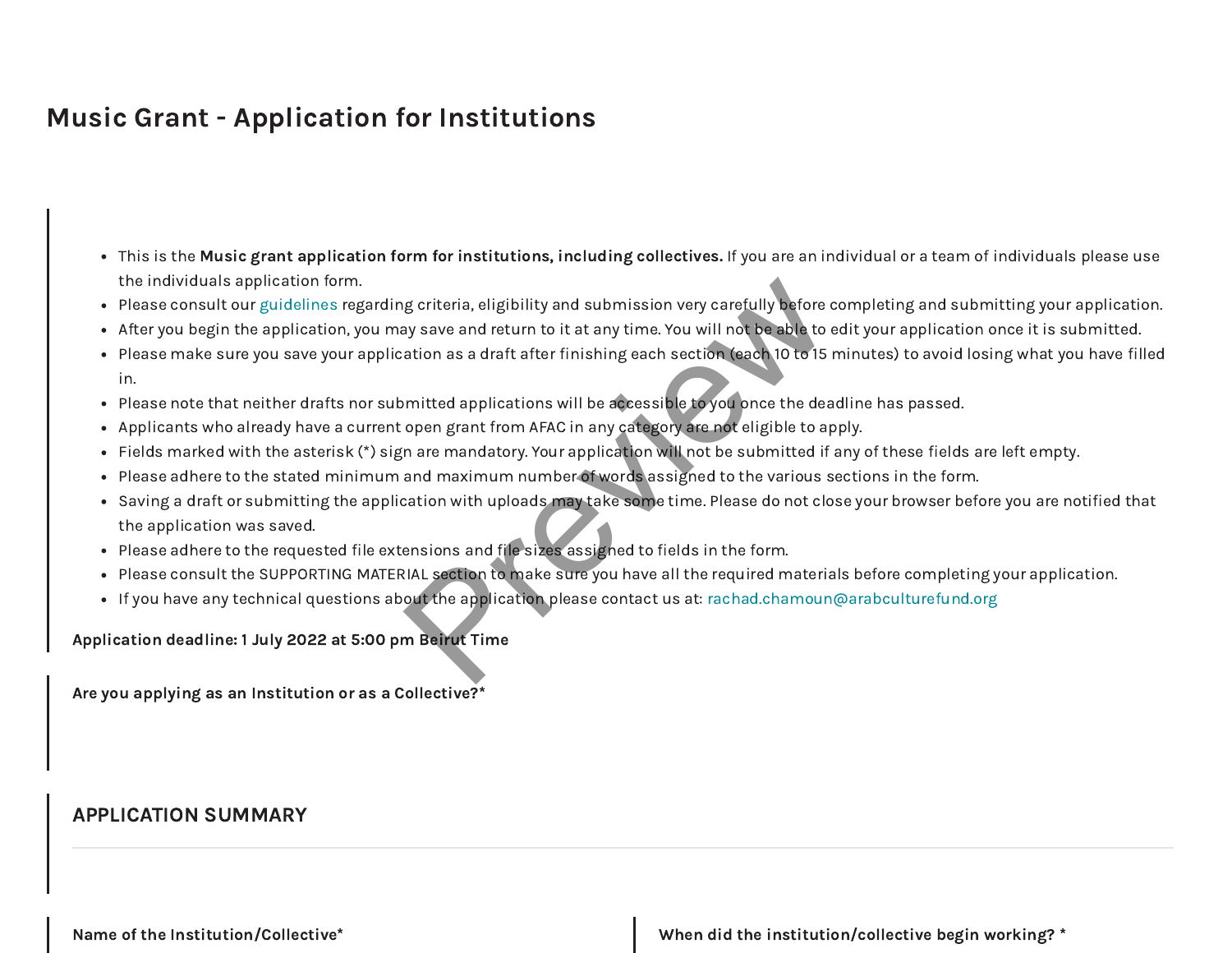# Music Grant - Application for Institutions

- This is the **Music grant application form for institutions, including collectives.** If you are an individual or a team of individuals please use the individuals application form.
- Please consult our guidelines regarding criteria, eligibility and submission very carefully before completing and submitting your application.
- After you begin the application, you may save and return to it at any time. You will not be able to edit your application once it is submitted.
- Please make sure you save your application as a draft after finishing each section (each 10 to 15 minutes) to avoid losing what you have filled in.
- Please note that neither drafts nor submitted applications will be accessible to you once the deadline has passed.
- Applicants who already have a current open grant from AFAC in any category are not eligible to apply.
- Fields marked with the asterisk (*) sign are mandatory. Your application will not be submitted if any of these fields are left empty.
- Please adhere to the stated minimum and maximum number of words assigned to the various sections in the form.
- Saving a draft or submitting the application with uploads may take some time. Please do not close your browser before you are notified that the application was saved.
- Please adhere to the requested file extensions and file sizes assigned to fields in the form.
- Please consult the SUPPORTING MATERIAL section to make sure you have all the required materials before completing your application.
- If you have any technical questions about the application please contact us at: rachad.chamoun@arabculturefund.org

**Application deadline: 1 July 2022 at 5:00 pm Beirut Time**

**Are you applying as an Institution or as a Collective?***

## APPLICATION SUMMARY

**Name of the Institution/Collective***

**When did the institution/collective begin working? ***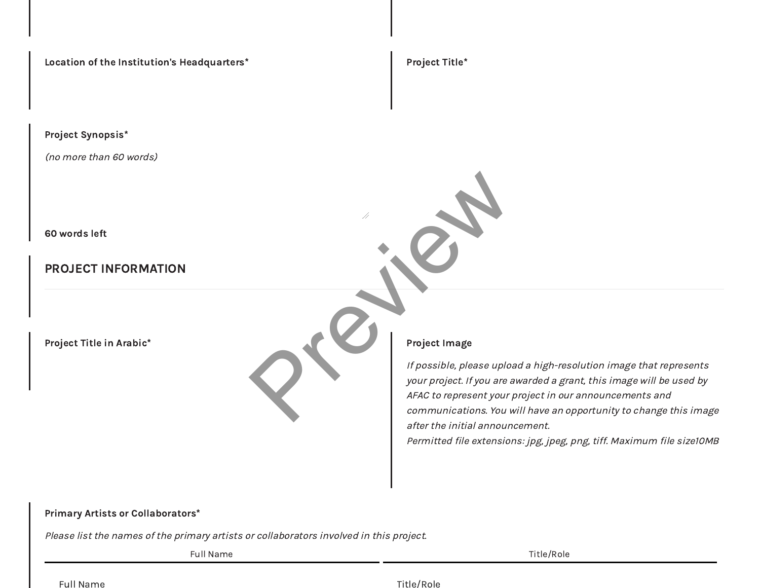**Location of the Institution's Headquarters***

**Project Title***

**Project Synopsis***

*(no more than 60 words)*

**60 words left**

## PROJECT INFORMATION

**Project Title in Arabic***

**Project Image**

*If possible, please upload a high-resolution image that represents your project. If you are awarded a grant, this image will be used by AFAC to represent your project in our announcements and communications. You will have an opportunity to change this image after the initial announcement.*
*Permitted file extensions: jpg, jpeg, png, tiff. Maximum file size10MB*

**Primary Artists or Collaborators***

*Please list the names of the primary artists or collaborators involved in this project.*

| Full Name | Title/Role |
| --- | --- |
| Full Name | Title/Role |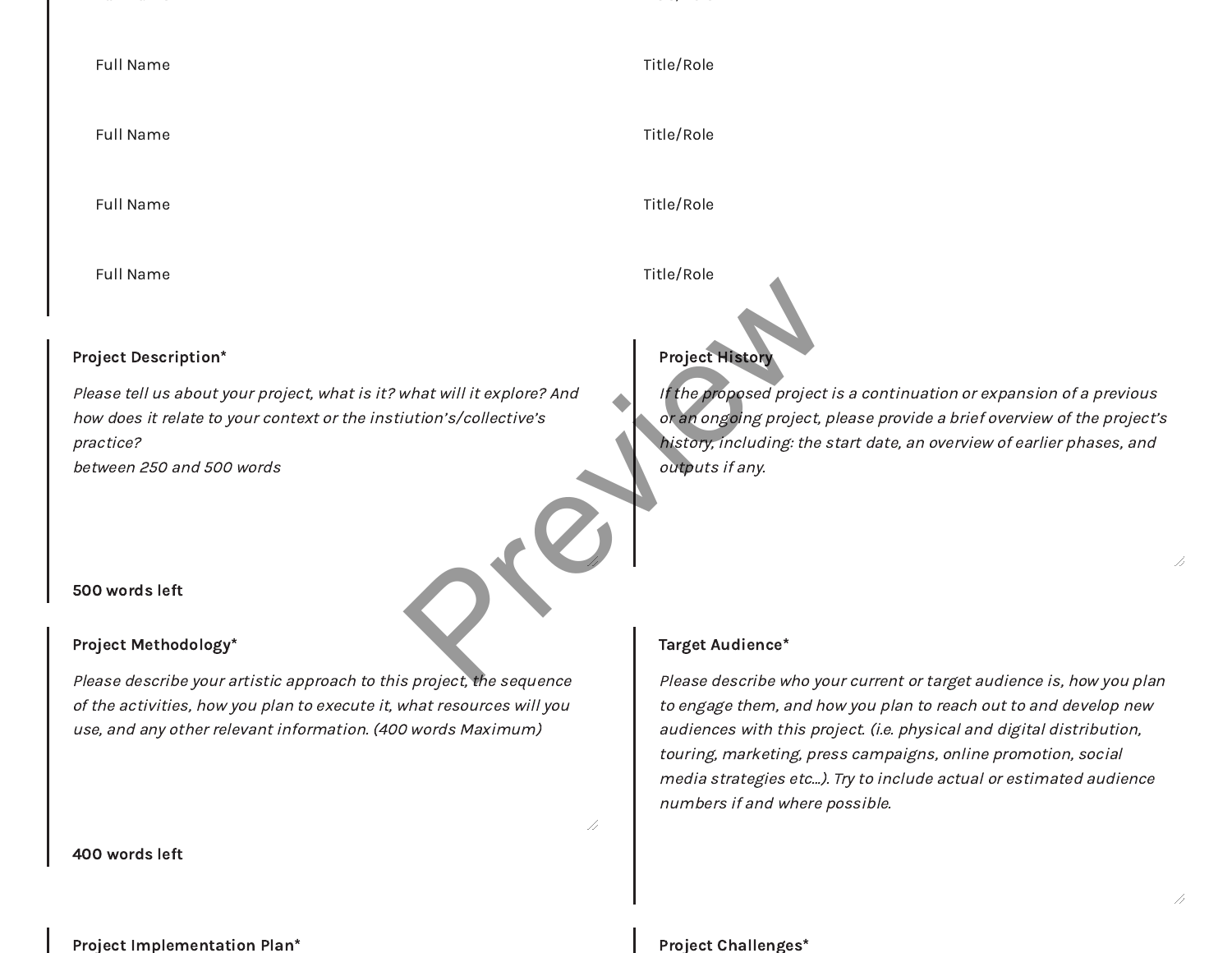Full Name

Title/Role

Full Name

Title/Role

Full Name

Title/Role

Full Name

Title/Role

**Project Description***

*Please tell us about your project, what is it? what will it explore? And how does it relate to your context or the instiution's/collective's practice?*
*between 250 and 500 words*

**500 words left**

**Project History**

*If the proposed project is a continuation or expansion of a previous or an ongoing project, please provide a brief overview of the project's history, including: the start date, an overview of earlier phases, and outputs if any.*

**Project Methodology***

*Please describe your artistic approach to this project, the sequence of the activities, how you plan to execute it, what resources will you use, and any other relevant information. (400 words Maximum)*

**400 words left**

**Target Audience***

*Please describe who your current or target audience is, how you plan to engage them, and how you plan to reach out to and develop new audiences with this project. (i.e. physical and digital distribution, touring, marketing, press campaigns, online promotion, social media strategies etc...). Try to include actual or estimated audience numbers if and where possible.*

**Project Implementation Plan***

**Project Challenges***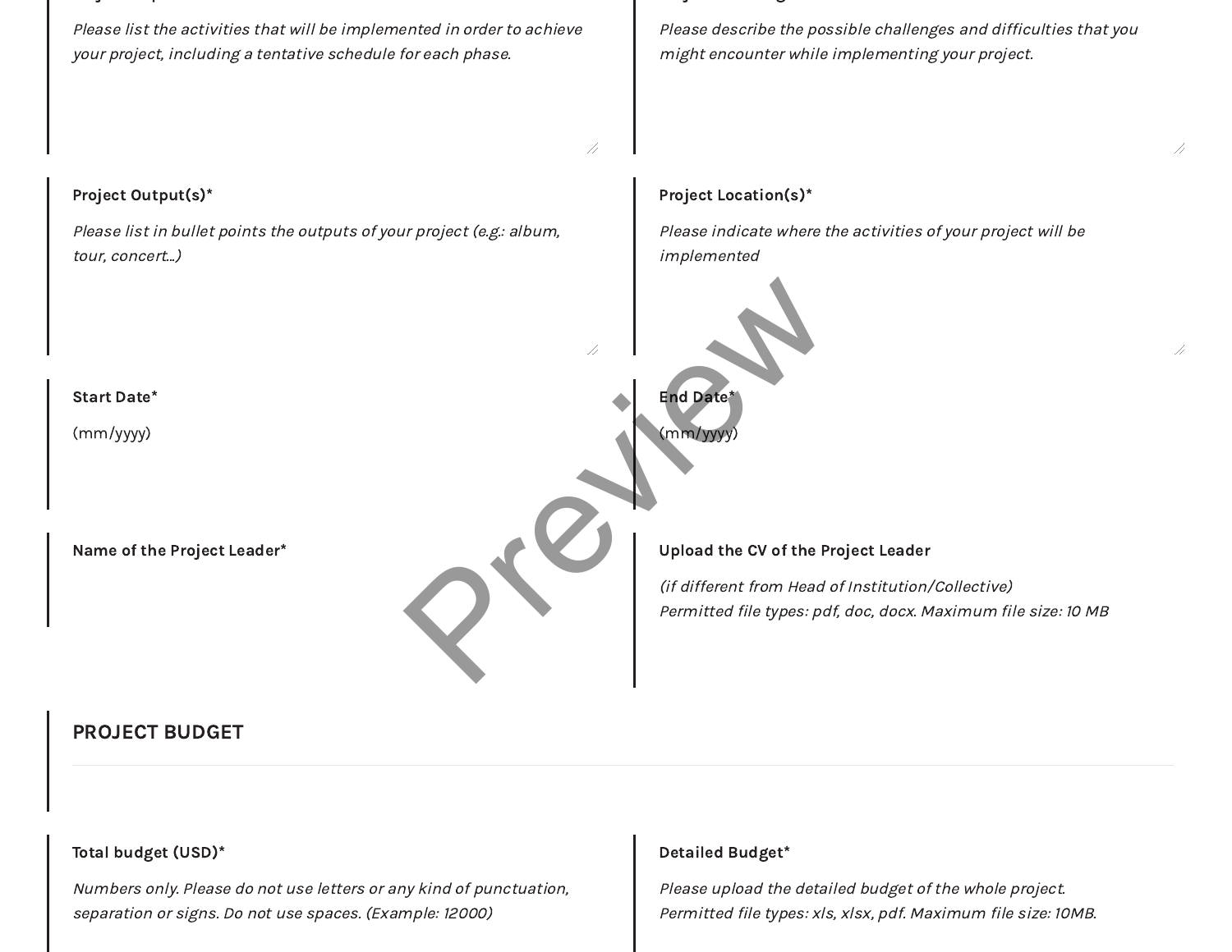Please list the activities that will be implemented in order to achieve your project, including a tentative schedule for each phase.

Please describe the possible challenges and difficulties that you might encounter while implementing your project.

**Project Output(s)***

*Please list in bullet points the outputs of your project (e.g.: album, tour, concert...)*

**Project Location(s)***

*Please indicate where the activities of your project will be implemented*

**Start Date***

(mm/yyyy)

**End Date***

(mm/yyyy)

**Name of the Project Leader***

**Upload the CV of the Project Leader**

*(if different from Head of Institution/Collective)*
*Permitted file types: pdf, doc, docx. Maximum file size: 10 MB*

## PROJECT BUDGET

**Total budget (USD)***

*Numbers only. Please do not use letters or any kind of punctuation, separation or signs. Do not use spaces. (Example: 12000)*

**Detailed Budget***

*Please upload the detailed budget of the whole project.*
*Permitted file types: xls, xlsx, pdf. Maximum file size: 10MB.*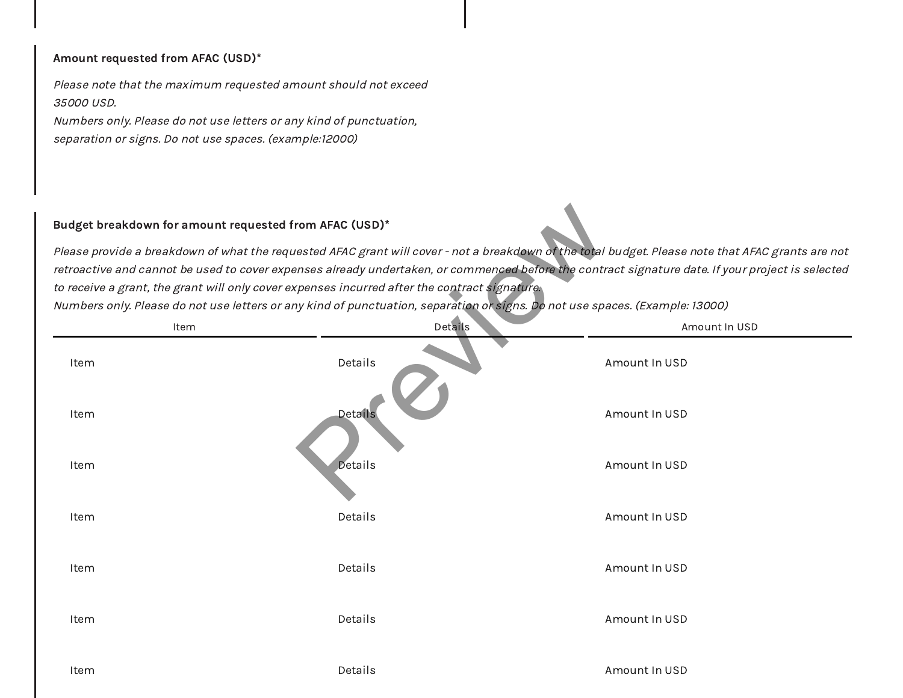**Amount requested from AFAC (USD)***

*Please note that the maximum requested amount should not exceed 35000 USD.*
*Numbers only. Please do not use letters or any kind of punctuation, separation or signs. Do not use spaces. (example:12000)*

**Budget breakdown for amount requested from AFAC (USD)***

*Please provide a breakdown of what the requested AFAC grant will cover - not a breakdown of the total budget. Please note that AFAC grants are not retroactive and cannot be used to cover expenses already undertaken, or commenced before the contract signature date. If your project is selected to receive a grant, the grant will only cover expenses incurred after the contract signature.*
*Numbers only. Please do not use letters or any kind of punctuation, separation or signs. Do not use spaces. (Example: 13000)*

| Item | Details | Amount In USD |
|---|---|---|
| Item | Details | Amount In USD |
| Item | Details | Amount In USD |
| Item | Details | Amount In USD |
| Item | Details | Amount In USD |
| Item | Details | Amount In USD |
| Item | Details | Amount In USD |
| Item | Details | Amount In USD |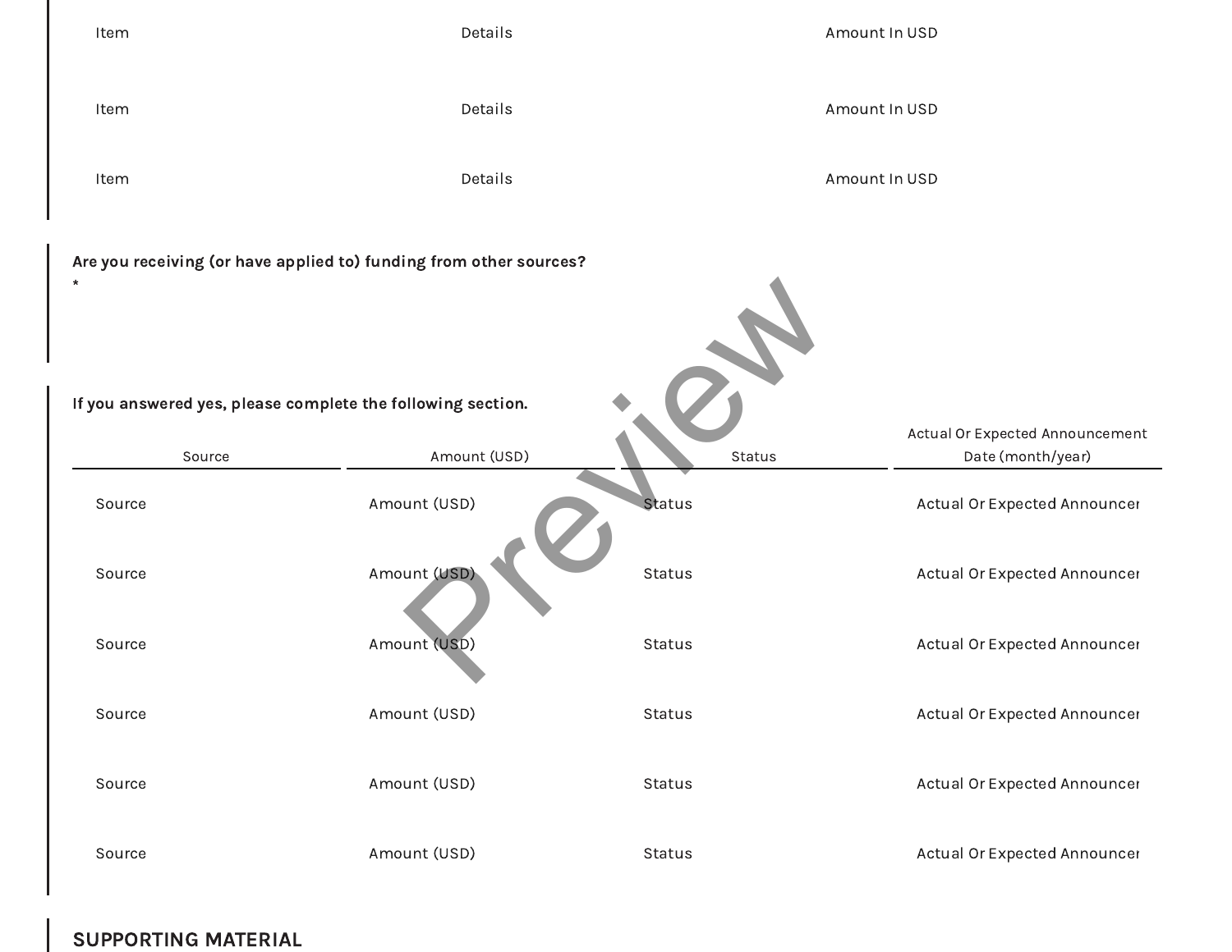| Item | Details | Amount In USD |
| --- | --- | --- |
| Item | Details | Amount In USD |
| Item | Details | Amount In USD |

**Are you receiving (or have applied to) funding from other sources?**
**\***

**If you answered yes, please complete the following section.**

| Source | Amount (USD) | Status | Actual Or Expected Announcement Date (month/year) |
| --- | --- | --- | --- |
| Source | Amount (USD) | Status | Actual Or Expected Announcer |
| Source | Amount (USD) | Status | Actual Or Expected Announcer |
| Source | Amount (USD) | Status | Actual Or Expected Announcer |
| Source | Amount (USD) | Status | Actual Or Expected Announcer |
| Source | Amount (USD) | Status | Actual Or Expected Announcer |
| Source | Amount (USD) | Status | Actual Or Expected Announcer |

## SUPPORTING MATERIAL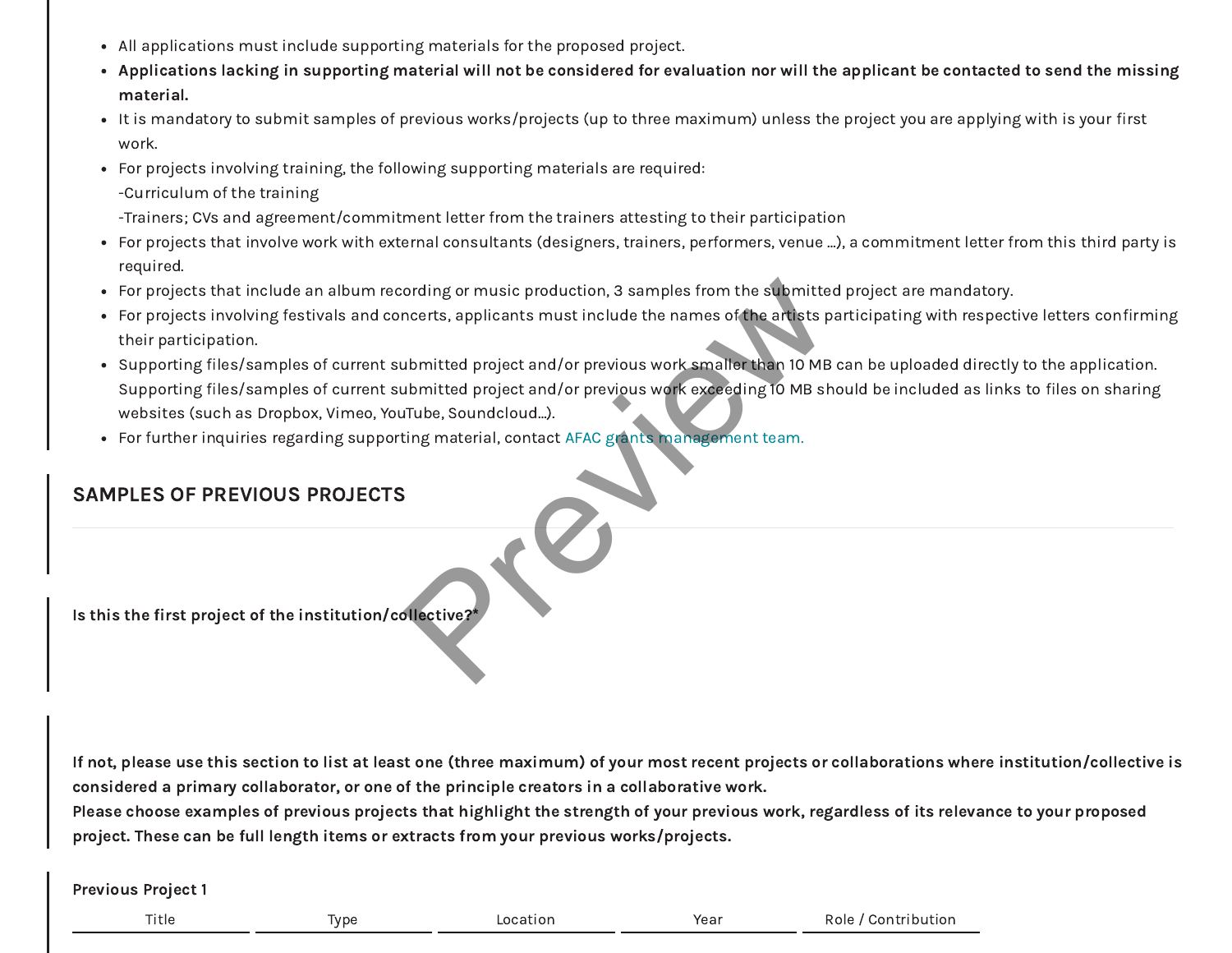- All applications must include supporting materials for the proposed project.
- **Applications lacking in supporting material will not be considered for evaluation nor will the applicant be contacted to send the missing material.**
- It is mandatory to submit samples of previous works/projects (up to three maximum) unless the project you are applying with is your first work.
- For projects involving training, the following supporting materials are required:
  -Curriculum of the training
  -Trainers; CVs and agreement/commitment letter from the trainers attesting to their participation
- For projects that involve work with external consultants (designers, trainers, performers, venue ...), a commitment letter from this third party is required.
- For projects that include an album recording or music production, 3 samples from the submitted project are mandatory.
- For projects involving festivals and concerts, applicants must include the names of the artists participating with respective letters confirming their participation.
- Supporting files/samples of current submitted project and/or previous work smaller than 10 MB can be uploaded directly to the application. Supporting files/samples of current submitted project and/or previous work exceeding 10 MB should be included as links to files on sharing websites (such as Dropbox, Vimeo, YouTube, Soundcloud...).
- For further inquiries regarding supporting material, contact AFAC grants management team.

## SAMPLES OF PREVIOUS PROJECTS

**Is this the first project of the institution/collective?***

**If not, please use this section to list at least one (three maximum) of your most recent projects or collaborations where institution/collective is considered a primary collaborator, or one of the principle creators in a collaborative work.**
**Please choose examples of previous projects that highlight the strength of your previous work, regardless of its relevance to your proposed project. These can be full length items or extracts from your previous works/projects.**

**Previous Project 1**

| Title | Type | Location | Year | Role / Contribution |
| --- | --- | --- | --- | --- |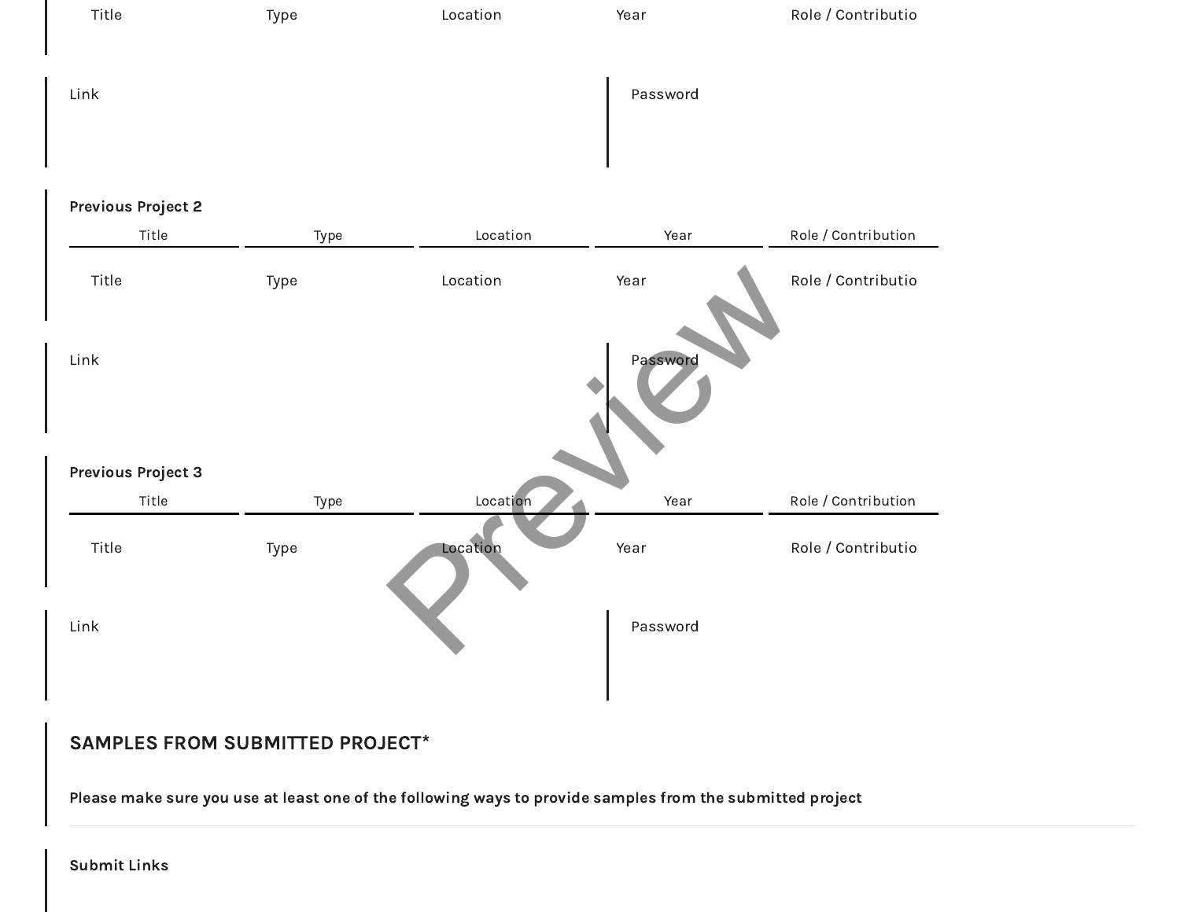| Title | Type | Location | Year | Role / Contributio |
| --- | --- | --- | --- | --- |

| Link | Password |
| --- | --- |

**Previous Project 2**

| Title | Type | Location | Year | Role / Contribution |
| --- | --- | --- | --- | --- |
| Title | Type | Location | Year | Role / Contributio |

| Link | Password |
| --- | --- |

**Previous Project 3**

| Title | Type | Location | Year | Role / Contribution |
| --- | --- | --- | --- | --- |
| Title | Type | Location | Year | Role / Contributio |

| Link | Password |
| --- | --- |

## SAMPLES FROM SUBMITTED PROJECT*

**Please make sure you use at least one of the following ways to provide samples from the submitted project**

**Submit Links**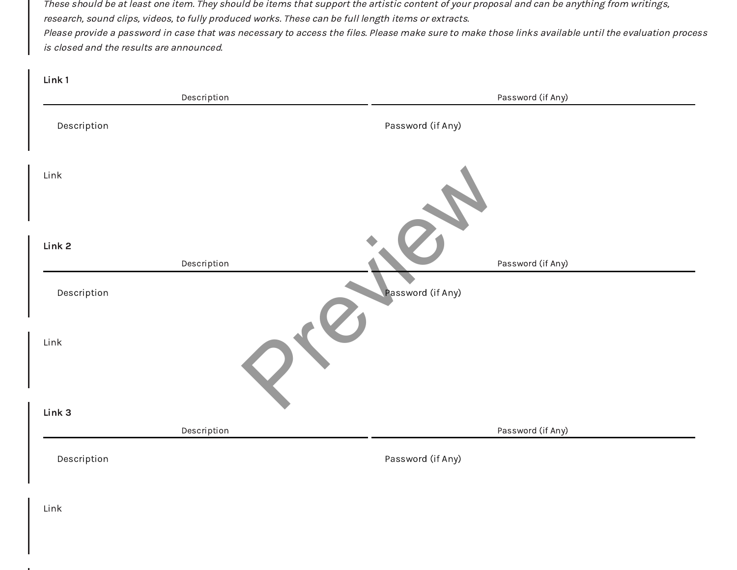*These should be at least one item. They should be items that support the artistic content of your proposal and can be anything from writings, research, sound clips, videos, to fully produced works. These can be full length items or extracts.*
*Please provide a password in case that was necessary to access the files. Please make sure to make those links available until the evaluation process is closed and the results are announced.*

**Link 1**

| Description | Password (if Any) |
|---|---|
| Description | Password (if Any) |

Link

**Link 2**

| Description | Password (if Any) |
|---|---|
| Description | Password (if Any) |

Link

**Link 3**

| Description | Password (if Any) |
|---|---|
| Description | Password (if Any) |

Link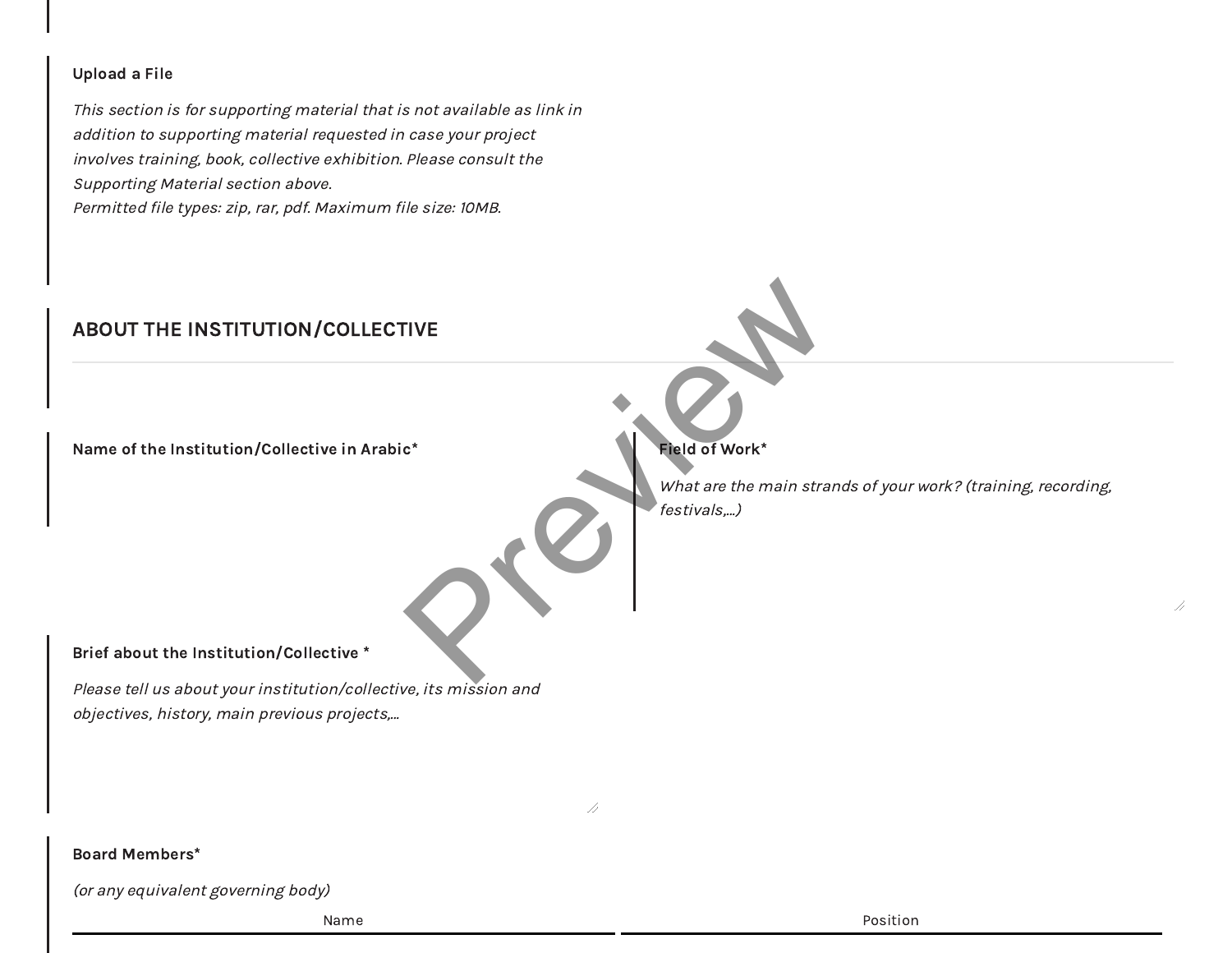**Upload a File**

*This section is for supporting material that is not available as link in addition to supporting material requested in case your project involves training, book, collective exhibition. Please consult the Supporting Material section above.*
*Permitted file types: zip, rar, pdf. Maximum file size: 10MB.*

## ABOUT THE INSTITUTION/COLLECTIVE

**Name of the Institution/Collective in Arabic***

**Field of Work***

*What are the main strands of your work? (training, recording, festivals,...)*

**Brief about the Institution/Collective ***

*Please tell us about your institution/collective, its mission and objectives, history, main previous projects,...*

**Board Members***

*(or any equivalent governing body)*

| Name | Position |
|---|---|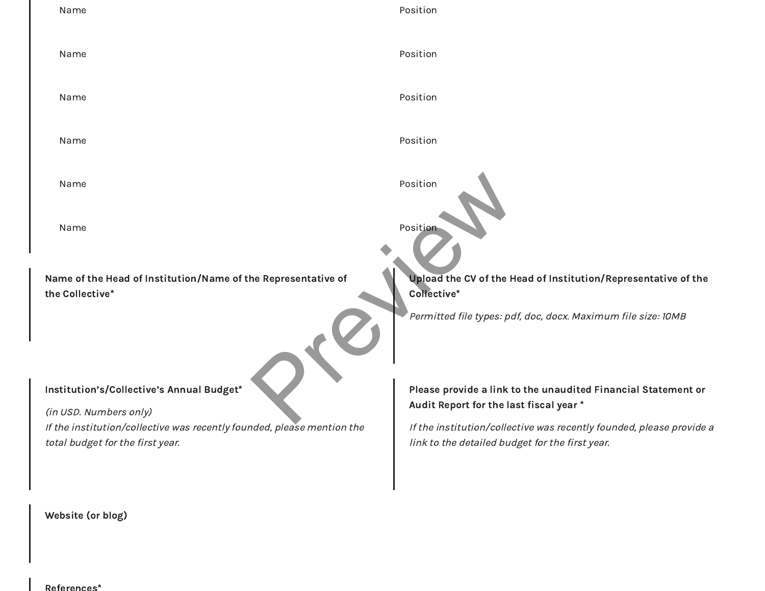Name Position

Name Position

Name Position

Name Position

Name Position

Name Position

**Name of the Head of Institution/Name of the Representative of the Collective***

**Upload the CV of the Head of Institution/Representative of the Collective***

*Permitted file types: pdf, doc, docx. Maximum file size: 10MB*

**Institution's/Collective's Annual Budget***

*(in USD. Numbers only)*
*If the institution/collective was recently founded, please mention the total budget for the first year.*

**Please provide a link to the unaudited Financial Statement or Audit Report for the last fiscal year ***

*If the institution/collective was recently founded, please provide a link to the detailed budget for the first year.*

**Website (or blog)**

**References***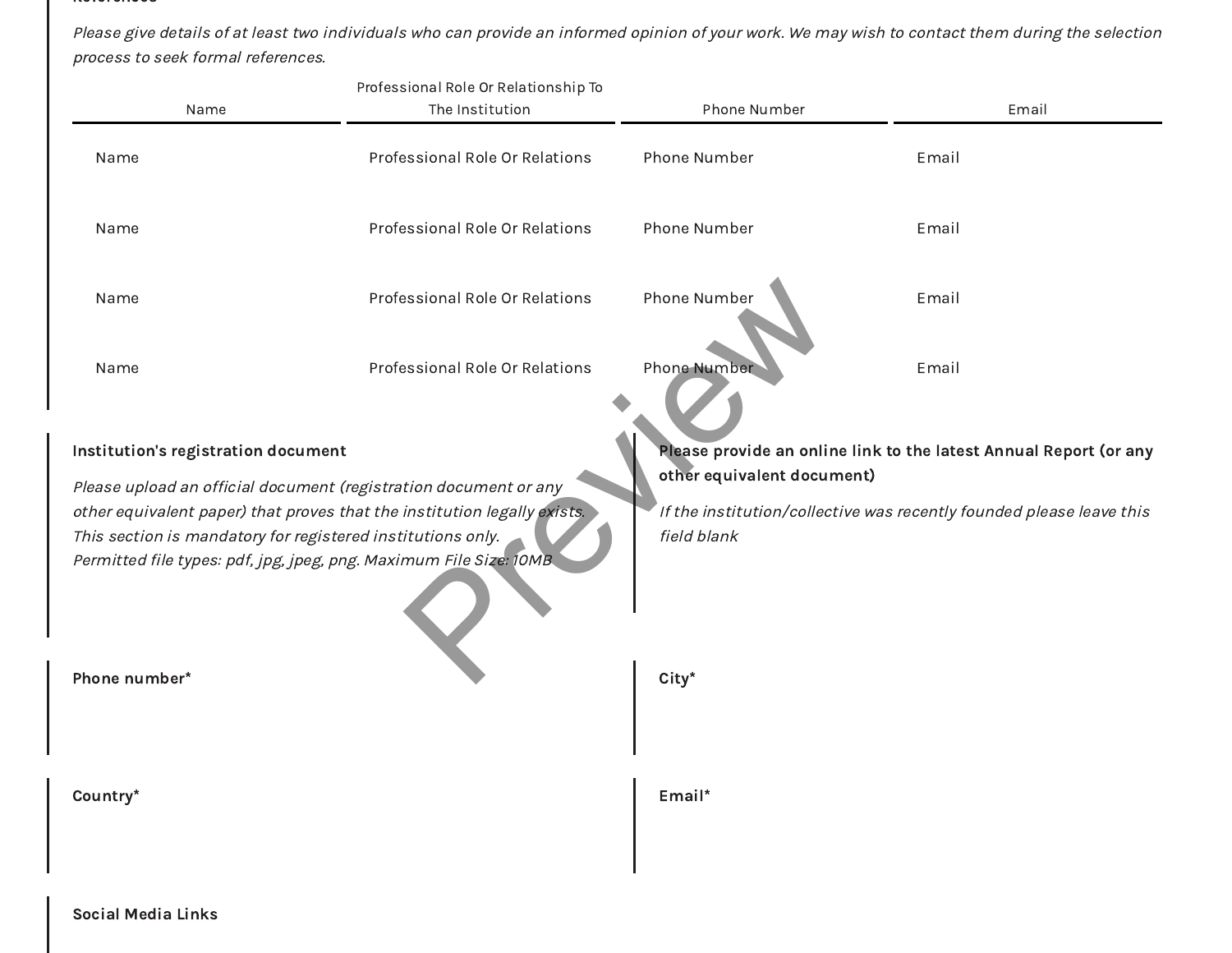### References

*Please give details of at least two individuals who can provide an informed opinion of your work. We may wish to contact them during the selection process to seek formal references.*

| Name | Professional Role Or Relationship To The Institution | Phone Number | Email |
| --- | --- | --- | --- |
| Name | Professional Role Or Relations | Phone Number | Email |
| Name | Professional Role Or Relations | Phone Number | Email |
| Name | Professional Role Or Relations | Phone Number | Email |
| Name | Professional Role Or Relations | Phone Number | Email |

**Institution's registration document**

*Please upload an official document (registration document or any other equivalent paper) that proves that the institution legally exists. This section is mandatory for registered institutions only.*
*Permitted file types: pdf, jpg, jpeg, png. Maximum File Size: 10MB*

**Please provide an online link to the latest Annual Report (or any other equivalent document)**

*If the institution/collective was recently founded please leave this field blank*

**Phone number***

**City***

**Country***

**Email***

**Social Media Links**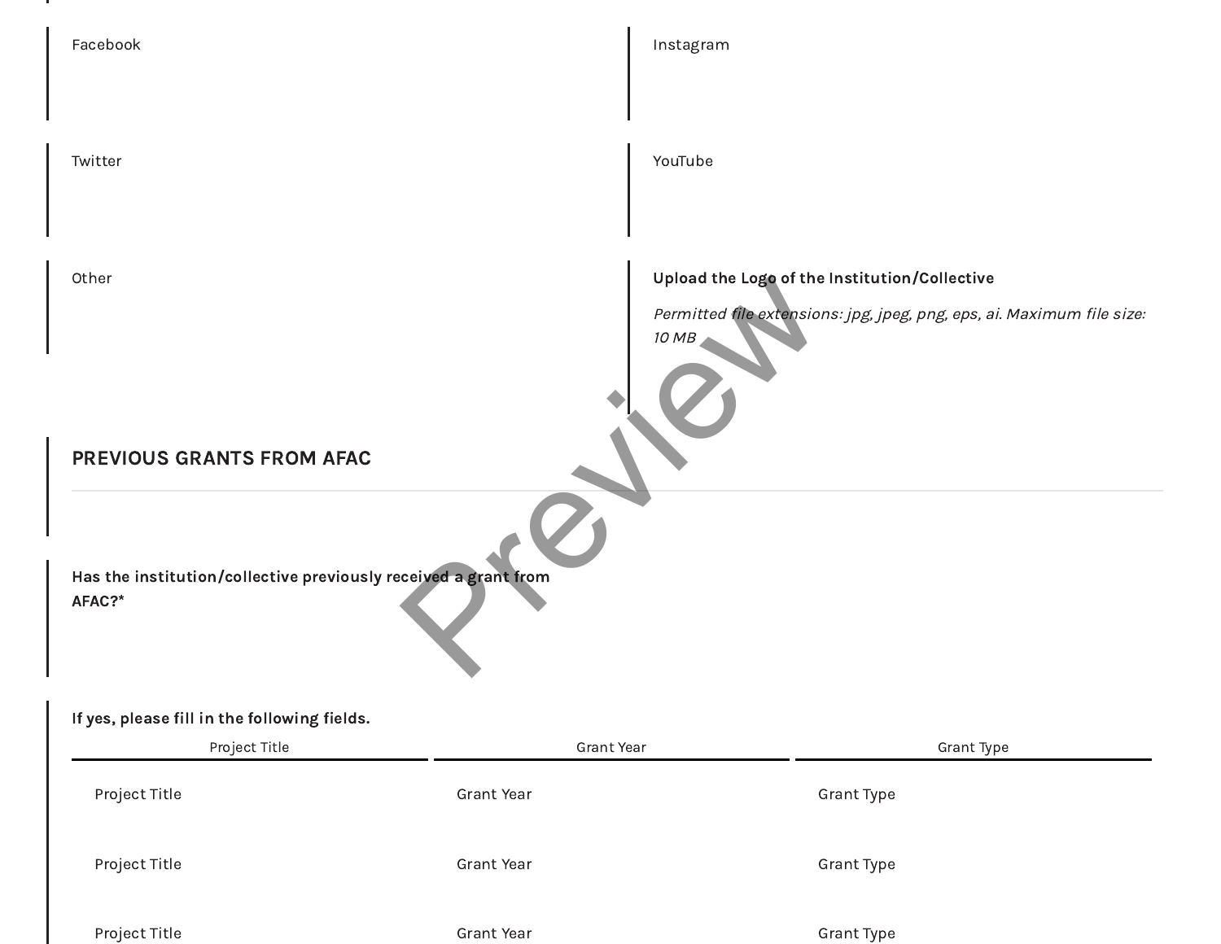Facebook

Instagram

Twitter

YouTube

Other

**Upload the Logo of the Institution/Collective**

*Permitted file extensions: jpg, jpeg, png, eps, ai. Maximum file size: 10 MB*

## PREVIOUS GRANTS FROM AFAC

**Has the institution/collective previously received a grant from AFAC?***

**If yes, please fill in the following fields.**

| Project Title | Grant Year | Grant Type |
|---|---|---|
| Project Title | Grant Year | Grant Type |
| Project Title | Grant Year | Grant Type |
| Project Title | Grant Year | Grant Type |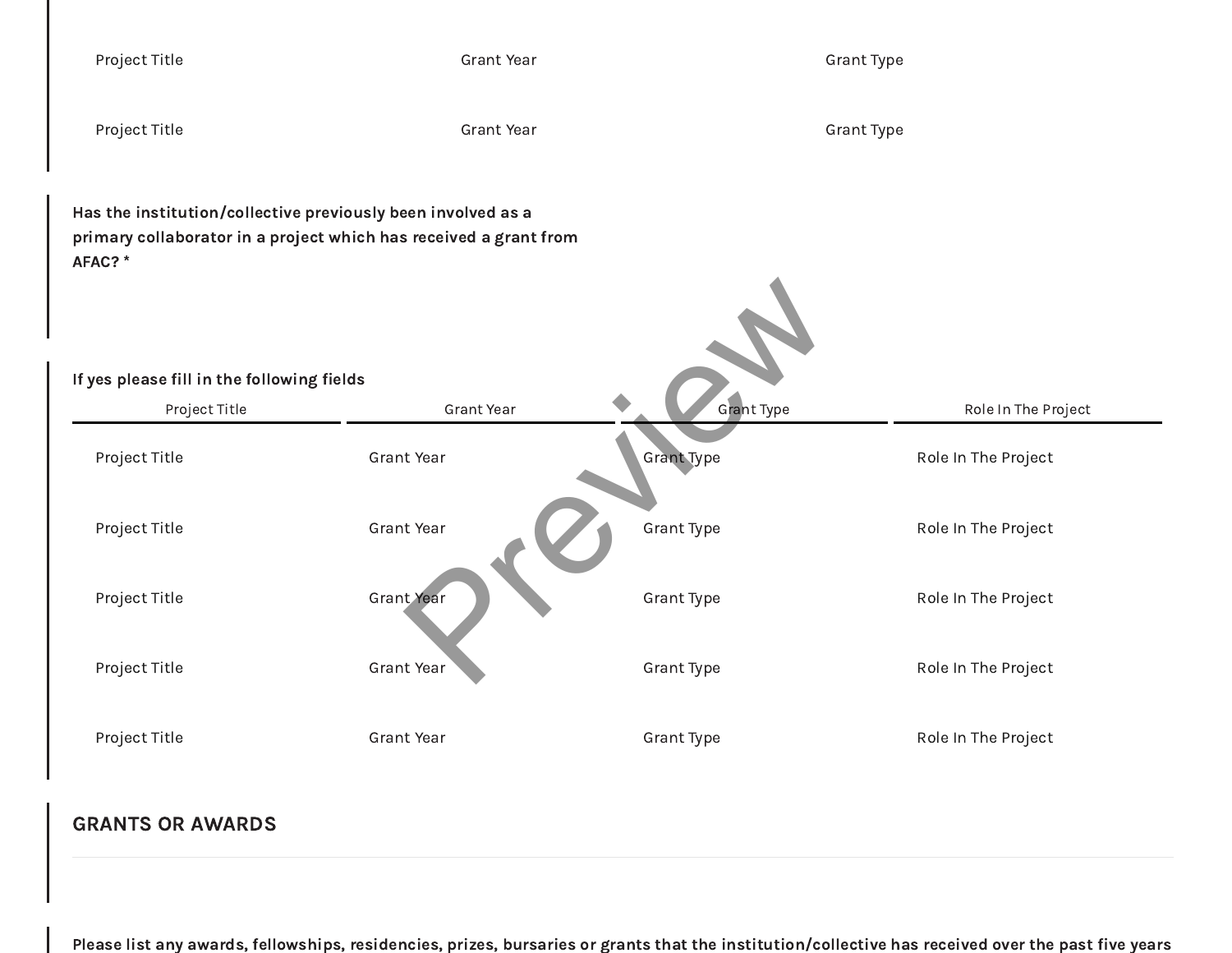| Project Title | Grant Year | Grant Type |
|---|---|---|
| Project Title | Grant Year | Grant Type |
| Project Title | Grant Year | Grant Type |

**Has the institution/collective previously been involved as a primary collaborator in a project which has received a grant from AFAC? ***

**If yes please fill in the following fields**

| Project Title | Grant Year | Grant Type | Role In The Project |
|---|---|---|---|
| Project Title | Grant Year | Grant Type | Role In The Project |
| Project Title | Grant Year | Grant Type | Role In The Project |
| Project Title | Grant Year | Grant Type | Role In The Project |
| Project Title | Grant Year | Grant Type | Role In The Project |
| Project Title | Grant Year | Grant Type | Role In The Project |

## GRANTS OR AWARDS

**Please list any awards, fellowships, residencies, prizes, bursaries or grants that the institution/collective has received over the past five years**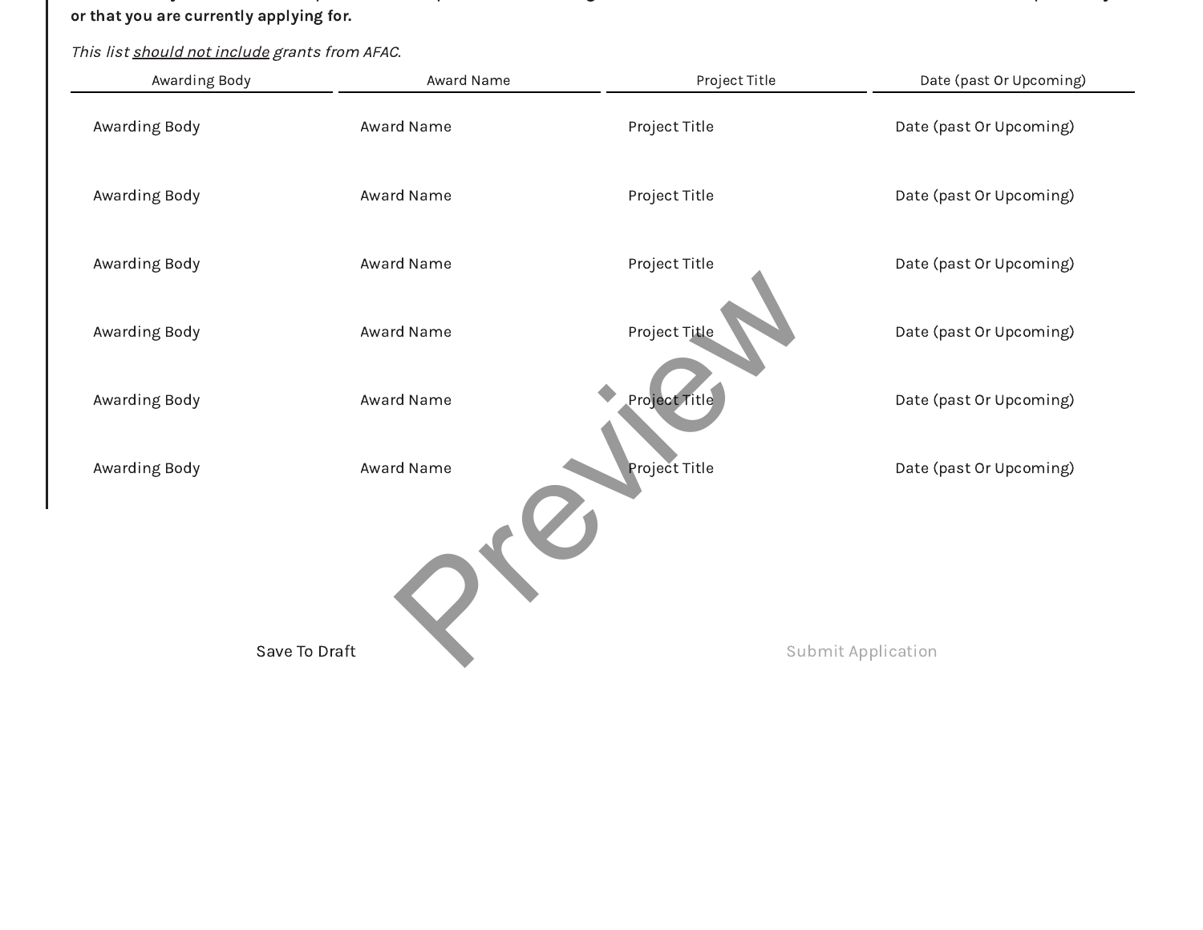or that you are currently applying for.**

*This list* ***should not include*** *grants from AFAC.*

| Awarding Body | Award Name | Project Title | Date (past Or Upcoming) |
|---|---|---|---|
| Awarding Body | Award Name | Project Title | Date (past Or Upcoming) |
| Awarding Body | Award Name | Project Title | Date (past Or Upcoming) |
| Awarding Body | Award Name | Project Title | Date (past Or Upcoming) |
| Awarding Body | Award Name | Project Title | Date (past Or Upcoming) |
| Awarding Body | Award Name | Project Title | Date (past Or Upcoming) |
| Awarding Body | Award Name | Project Title | Date (past Or Upcoming) |

Save To Draft

Submit Application